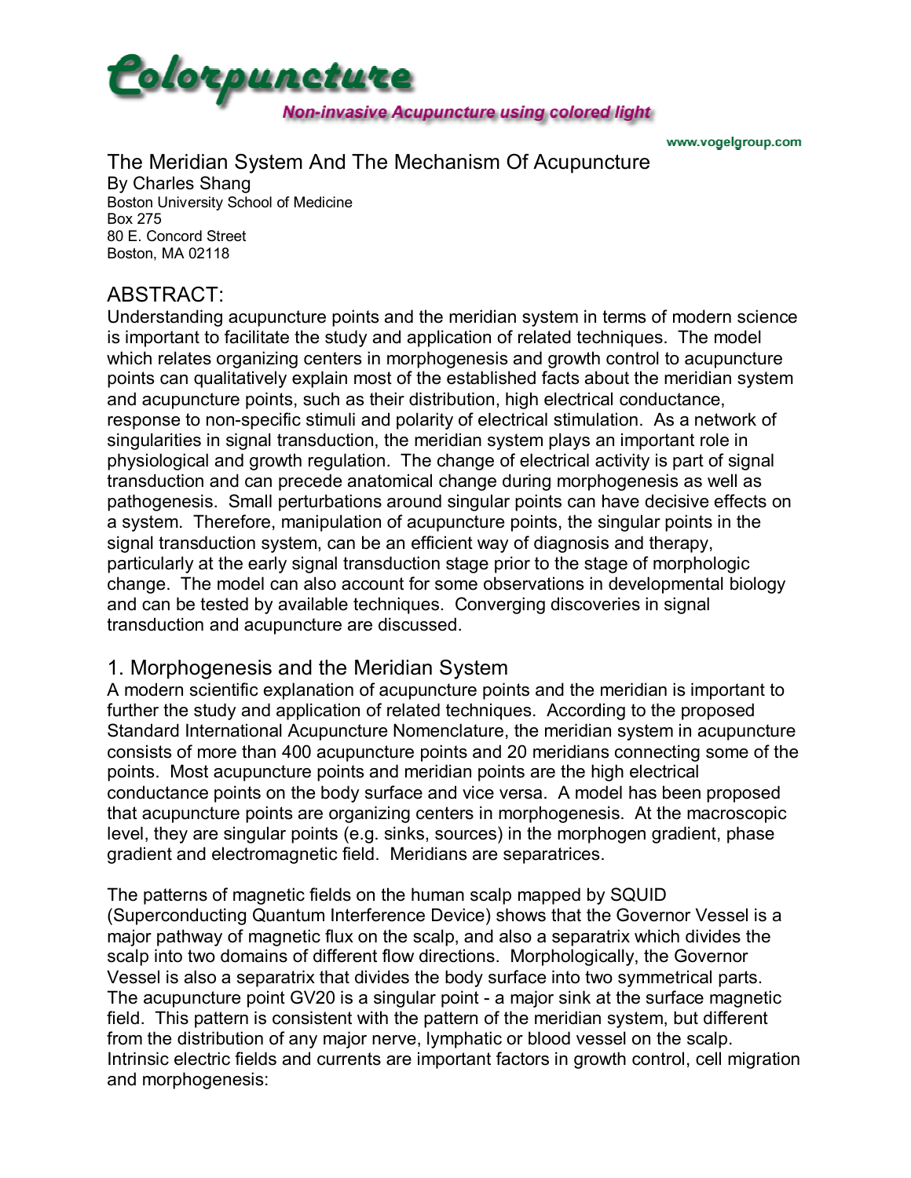# Colorpuncture

**Non-invasive Acupuncture using colored light**

www.vogelgroup.com

## The Meridian System And The Mechanism Of Acupuncture

By Charles Shang
Boston University School of Medicine
Box 275
80 E. Concord Street
Boston, MA 02118

## ABSTRACT:

Understanding acupuncture points and the meridian system in terms of modern science is important to facilitate the study and application of related techniques. The model which relates organizing centers in morphogenesis and growth control to acupuncture points can qualitatively explain most of the established facts about the meridian system and acupuncture points, such as their distribution, high electrical conductance, response to non-specific stimuli and polarity of electrical stimulation. As a network of singularities in signal transduction, the meridian system plays an important role in physiological and growth regulation. The change of electrical activity is part of signal transduction and can precede anatomical change during morphogenesis as well as pathogenesis. Small perturbations around singular points can have decisive effects on a system. Therefore, manipulation of acupuncture points, the singular points in the signal transduction system, can be an efficient way of diagnosis and therapy, particularly at the early signal transduction stage prior to the stage of morphologic change. The model can also account for some observations in developmental biology and can be tested by available techniques. Converging discoveries in signal transduction and acupuncture are discussed.

## 1. Morphogenesis and the Meridian System

A modern scientific explanation of acupuncture points and the meridian is important to further the study and application of related techniques. According to the proposed Standard International Acupuncture Nomenclature, the meridian system in acupuncture consists of more than 400 acupuncture points and 20 meridians connecting some of the points. Most acupuncture points and meridian points are the high electrical conductance points on the body surface and vice versa. A model has been proposed that acupuncture points are organizing centers in morphogenesis. At the macroscopic level, they are singular points (e.g. sinks, sources) in the morphogen gradient, phase gradient and electromagnetic field. Meridians are separatrices.

The patterns of magnetic fields on the human scalp mapped by SQUID (Superconducting Quantum Interference Device) shows that the Governor Vessel is a major pathway of magnetic flux on the scalp, and also a separatrix which divides the scalp into two domains of different flow directions. Morphologically, the Governor Vessel is also a separatrix that divides the body surface into two symmetrical parts. The acupuncture point GV20 is a singular point - a major sink at the surface magnetic field. This pattern is consistent with the pattern of the meridian system, but different from the distribution of any major nerve, lymphatic or blood vessel on the scalp. Intrinsic electric fields and currents are important factors in growth control, cell migration and morphogenesis: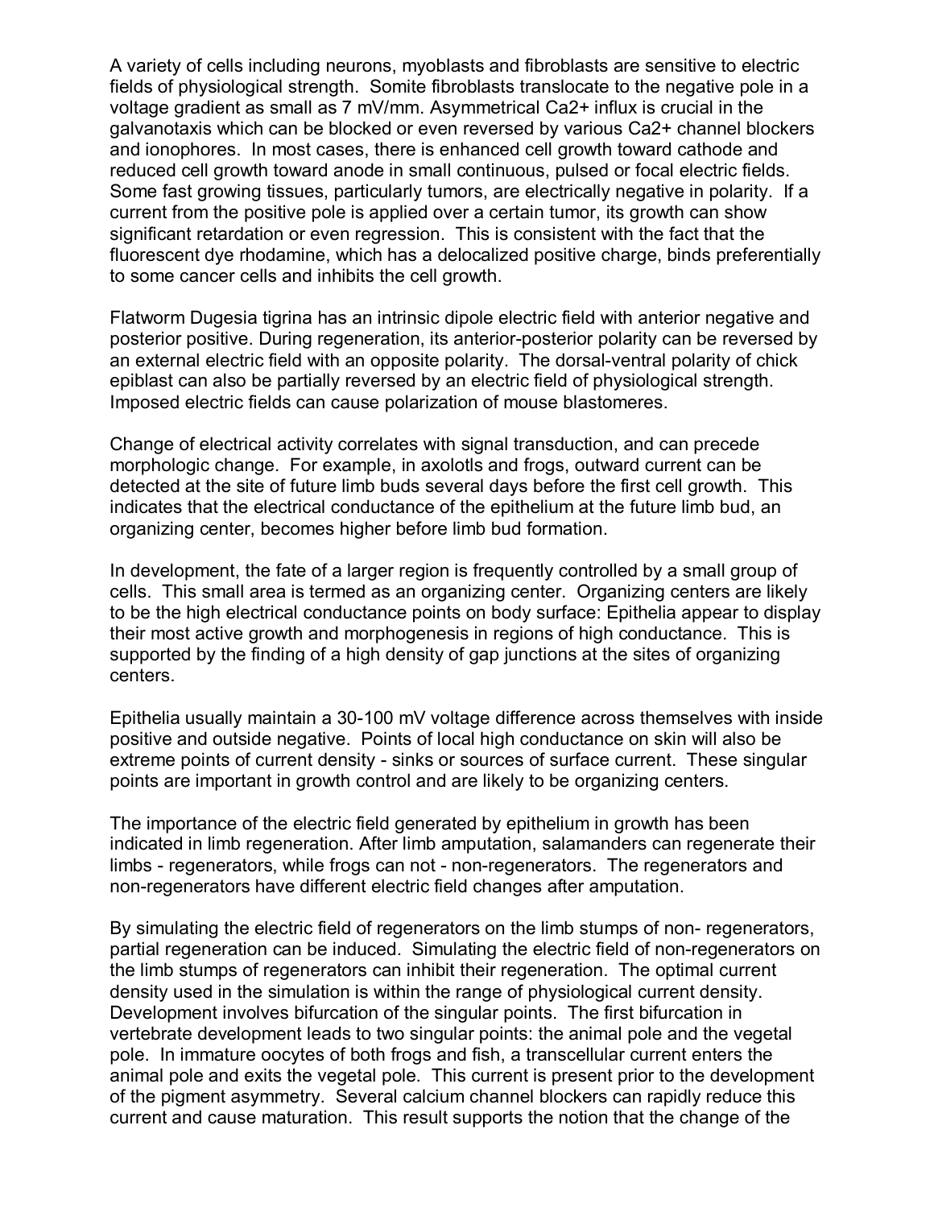A variety of cells including neurons, myoblasts and fibroblasts are sensitive to electric fields of physiological strength. Somite fibroblasts translocate to the negative pole in a voltage gradient as small as 7 mV/mm. Asymmetrical $Ca^{2+}$ influx is crucial in the galvanotaxis which can be blocked or even reversed by various $Ca^{2+}$ channel blockers and ionophores. In most cases, there is enhanced cell growth toward cathode and reduced cell growth toward anode in small continuous, pulsed or focal electric fields. Some fast growing tissues, particularly tumors, are electrically negative in polarity. If a current from the positive pole is applied over a certain tumor, its growth can show significant retardation or even regression. This is consistent with the fact that the fluorescent dye rhodamine, which has a delocalized positive charge, binds preferentially to some cancer cells and inhibits the cell growth.

Flatworm Dugesia tigrina has an intrinsic dipole electric field with anterior negative and posterior positive. During regeneration, its anterior-posterior polarity can be reversed by an external electric field with an opposite polarity. The dorsal-ventral polarity of chick epiblast can also be partially reversed by an electric field of physiological strength. Imposed electric fields can cause polarization of mouse blastomeres.

Change of electrical activity correlates with signal transduction, and can precede morphologic change. For example, in axolotls and frogs, outward current can be detected at the site of future limb buds several days before the first cell growth. This indicates that the electrical conductance of the epithelium at the future limb bud, an organizing center, becomes higher before limb bud formation.

In development, the fate of a larger region is frequently controlled by a small group of cells. This small area is termed as an organizing center. Organizing centers are likely to be the high electrical conductance points on body surface: Epithelia appear to display their most active growth and morphogenesis in regions of high conductance. This is supported by the finding of a high density of gap junctions at the sites of organizing centers.

Epithelia usually maintain a 30-100 mV voltage difference across themselves with inside positive and outside negative. Points of local high conductance on skin will also be extreme points of current density - sinks or sources of surface current. These singular points are important in growth control and are likely to be organizing centers.

The importance of the electric field generated by epithelium in growth has been indicated in limb regeneration. After limb amputation, salamanders can regenerate their limbs - regenerators, while frogs can not - non-regenerators. The regenerators and non-regenerators have different electric field changes after amputation.

By simulating the electric field of regenerators on the limb stumps of non- regenerators, partial regeneration can be induced. Simulating the electric field of non-regenerators on the limb stumps of regenerators can inhibit their regeneration. The optimal current density used in the simulation is within the range of physiological current density. Development involves bifurcation of the singular points. The first bifurcation in vertebrate development leads to two singular points: the animal pole and the vegetal pole. In immature oocytes of both frogs and fish, a transcellular current enters the animal pole and exits the vegetal pole. This current is present prior to the development of the pigment asymmetry. Several calcium channel blockers can rapidly reduce this current and cause maturation. This result supports the notion that the change of the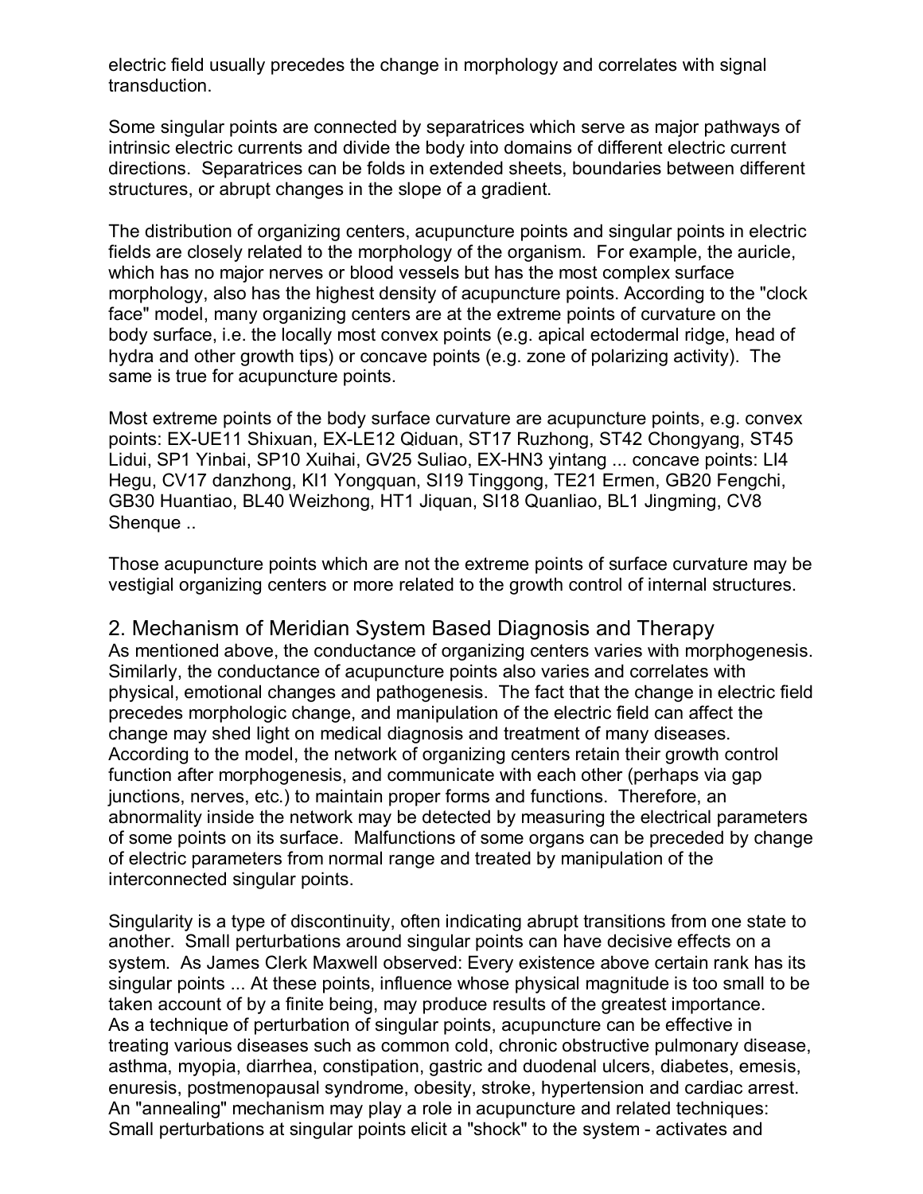electric field usually precedes the change in morphology and correlates with signal transduction.

Some singular points are connected by separatrices which serve as major pathways of intrinsic electric currents and divide the body into domains of different electric current directions. Separatrices can be folds in extended sheets, boundaries between different structures, or abrupt changes in the slope of a gradient.

The distribution of organizing centers, acupuncture points and singular points in electric fields are closely related to the morphology of the organism. For example, the auricle, which has no major nerves or blood vessels but has the most complex surface morphology, also has the highest density of acupuncture points. According to the "clock face" model, many organizing centers are at the extreme points of curvature on the body surface, i.e. the locally most convex points (e.g. apical ectodermal ridge, head of hydra and other growth tips) or concave points (e.g. zone of polarizing activity). The same is true for acupuncture points.

Most extreme points of the body surface curvature are acupuncture points, e.g. convex points: EX-UE11 Shixuan, EX-LE12 Qiduan, ST17 Ruzhong, ST42 Chongyang, ST45 Lidui, SP1 Yinbai, SP10 Xuihai, GV25 Suliao, EX-HN3 yintang ... concave points: LI4 Hegu, CV17 danzhong, KI1 Yongquan, SI19 Tinggong, TE21 Ermen, GB20 Fengchi, GB30 Huantiao, BL40 Weizhong, HT1 Jiquan, SI18 Quanliao, BL1 Jingming, CV8 Shenque ..

Those acupuncture points which are not the extreme points of surface curvature may be vestigial organizing centers or more related to the growth control of internal structures.

## 2. Mechanism of Meridian System Based Diagnosis and Therapy

As mentioned above, the conductance of organizing centers varies with morphogenesis. Similarly, the conductance of acupuncture points also varies and correlates with physical, emotional changes and pathogenesis. The fact that the change in electric field precedes morphologic change, and manipulation of the electric field can affect the change may shed light on medical diagnosis and treatment of many diseases. According to the model, the network of organizing centers retain their growth control function after morphogenesis, and communicate with each other (perhaps via gap junctions, nerves, etc.) to maintain proper forms and functions. Therefore, an abnormality inside the network may be detected by measuring the electrical parameters of some points on its surface. Malfunctions of some organs can be preceded by change of electric parameters from normal range and treated by manipulation of the interconnected singular points.

Singularity is a type of discontinuity, often indicating abrupt transitions from one state to another. Small perturbations around singular points can have decisive effects on a system. As James Clerk Maxwell observed: Every existence above certain rank has its singular points ... At these points, influence whose physical magnitude is too small to be taken account of by a finite being, may produce results of the greatest importance. As a technique of perturbation of singular points, acupuncture can be effective in treating various diseases such as common cold, chronic obstructive pulmonary disease, asthma, myopia, diarrhea, constipation, gastric and duodenal ulcers, diabetes, emesis, enuresis, postmenopausal syndrome, obesity, stroke, hypertension and cardiac arrest. An "annealing" mechanism may play a role in acupuncture and related techniques: Small perturbations at singular points elicit a "shock" to the system - activates and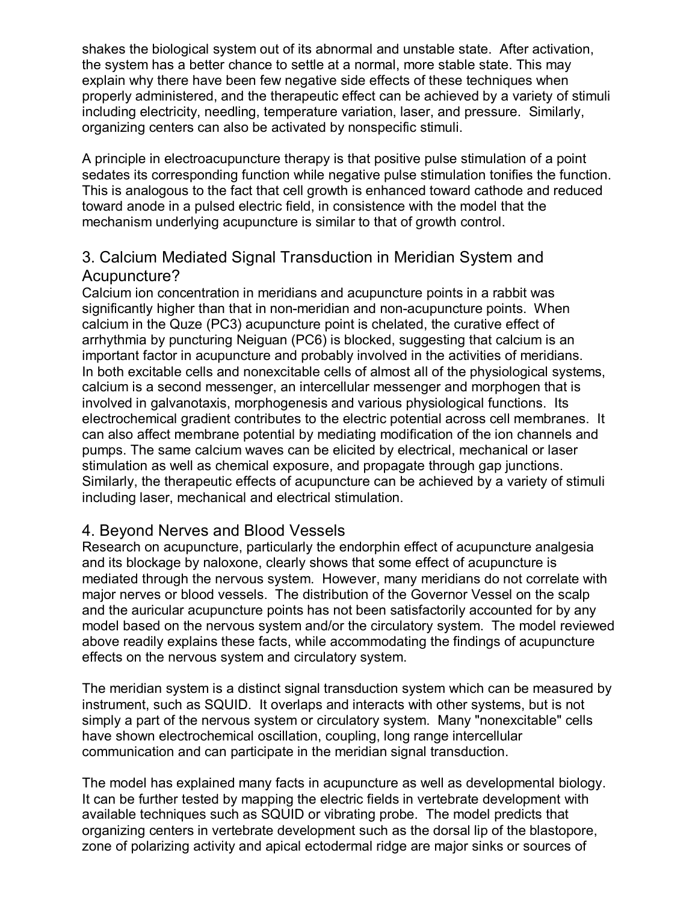shakes the biological system out of its abnormal and unstable state. After activation, the system has a better chance to settle at a normal, more stable state. This may explain why there have been few negative side effects of these techniques when properly administered, and the therapeutic effect can be achieved by a variety of stimuli including electricity, needling, temperature variation, laser, and pressure. Similarly, organizing centers can also be activated by nonspecific stimuli.

A principle in electroacupuncture therapy is that positive pulse stimulation of a point sedates its corresponding function while negative pulse stimulation tonifies the function. This is analogous to the fact that cell growth is enhanced toward cathode and reduced toward anode in a pulsed electric field, in consistence with the model that the mechanism underlying acupuncture is similar to that of growth control.

## 3. Calcium Mediated Signal Transduction in Meridian System and Acupuncture?

Calcium ion concentration in meridians and acupuncture points in a rabbit was significantly higher than that in non-meridian and non-acupuncture points. When calcium in the Quze (PC3) acupuncture point is chelated, the curative effect of arrhythmia by puncturing Neiguan (PC6) is blocked, suggesting that calcium is an important factor in acupuncture and probably involved in the activities of meridians. In both excitable cells and nonexcitable cells of almost all of the physiological systems, calcium is a second messenger, an intercellular messenger and morphogen that is involved in galvanotaxis, morphogenesis and various physiological functions. Its electrochemical gradient contributes to the electric potential across cell membranes. It can also affect membrane potential by mediating modification of the ion channels and pumps. The same calcium waves can be elicited by electrical, mechanical or laser stimulation as well as chemical exposure, and propagate through gap junctions. Similarly, the therapeutic effects of acupuncture can be achieved by a variety of stimuli including laser, mechanical and electrical stimulation.

## 4. Beyond Nerves and Blood Vessels

Research on acupuncture, particularly the endorphin effect of acupuncture analgesia and its blockage by naloxone, clearly shows that some effect of acupuncture is mediated through the nervous system. However, many meridians do not correlate with major nerves or blood vessels. The distribution of the Governor Vessel on the scalp and the auricular acupuncture points has not been satisfactorily accounted for by any model based on the nervous system and/or the circulatory system. The model reviewed above readily explains these facts, while accommodating the findings of acupuncture effects on the nervous system and circulatory system.

The meridian system is a distinct signal transduction system which can be measured by instrument, such as SQUID. It overlaps and interacts with other systems, but is not simply a part of the nervous system or circulatory system. Many "nonexcitable" cells have shown electrochemical oscillation, coupling, long range intercellular communication and can participate in the meridian signal transduction.

The model has explained many facts in acupuncture as well as developmental biology. It can be further tested by mapping the electric fields in vertebrate development with available techniques such as SQUID or vibrating probe. The model predicts that organizing centers in vertebrate development such as the dorsal lip of the blastopore, zone of polarizing activity and apical ectodermal ridge are major sinks or sources of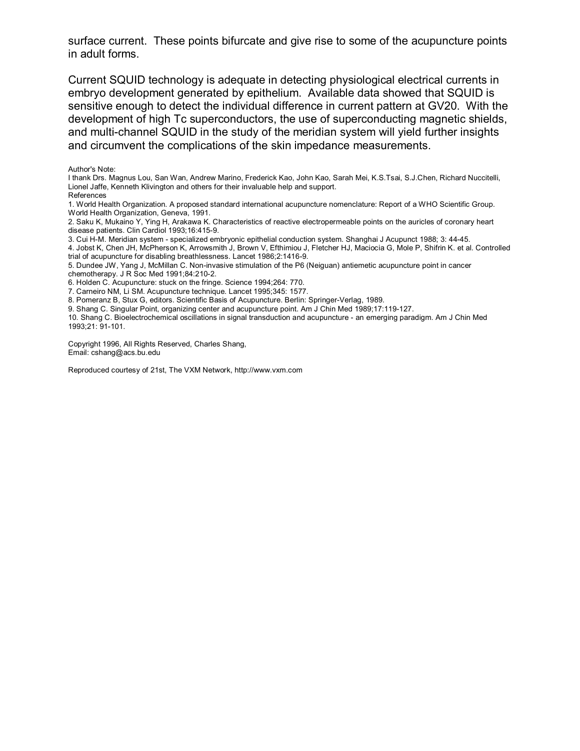surface current. These points bifurcate and give rise to some of the acupuncture points in adult forms.

Current SQUID technology is adequate in detecting physiological electrical currents in embryo development generated by epithelium. Available data showed that SQUID is sensitive enough to detect the individual difference in current pattern at GV20. With the development of high Tc superconductors, the use of superconducting magnetic shields, and multi-channel SQUID in the study of the meridian system will yield further insights and circumvent the complications of the skin impedance measurements.

Author's Note:
I thank Drs. Magnus Lou, San Wan, Andrew Marino, Frederick Kao, John Kao, Sarah Mei, K.S.Tsai, S.J.Chen, Richard Nuccitelli, Lionel Jaffe, Kenneth Klivington and others for their invaluable help and support.

References

1. World Health Organization. A proposed standard international acupuncture nomenclature: Report of a WHO Scientific Group. World Health Organization, Geneva, 1991.
2. Saku K, Mukaino Y, Ying H, Arakawa K. Characteristics of reactive electropermeable points on the auricles of coronary heart disease patients. Clin Cardiol 1993;16:415-9.
3. Cui H-M. Meridian system - specialized embryonic epithelial conduction system. Shanghai J Acupunct 1988; 3: 44-45.
4. Jobst K, Chen JH, McPherson K, Arrowsmith J, Brown V, Efthimiou J, Fletcher HJ, Maciocia G, Mole P, Shifrin K. et al. Controlled trial of acupuncture for disabling breathlessness. Lancet 1986;2:1416-9.
5. Dundee JW, Yang J, McMillan C. Non-invasive stimulation of the P6 (Neiguan) antiemetic acupuncture point in cancer chemotherapy. J R Soc Med 1991;84:210-2.
6. Holden C. Acupuncture: stuck on the fringe. Science 1994;264: 770.
7. Carneiro NM, Li SM. Acupuncture technique. Lancet 1995;345: 1577.
8. Pomeranz B, Stux G, editors. Scientific Basis of Acupuncture. Berlin: Springer-Verlag, 1989.
9. Shang C. Singular Point, organizing center and acupuncture point. Am J Chin Med 1989;17:119-127.
10. Shang C. Bioelectrochemical oscillations in signal transduction and acupuncture - an emerging paradigm. Am J Chin Med 1993;21: 91-101.

Copyright 1996, All Rights Reserved, Charles Shang,
Email: cshang@acs.bu.edu

Reproduced courtesy of 21st, The VXM Network, http://www.vxm.com